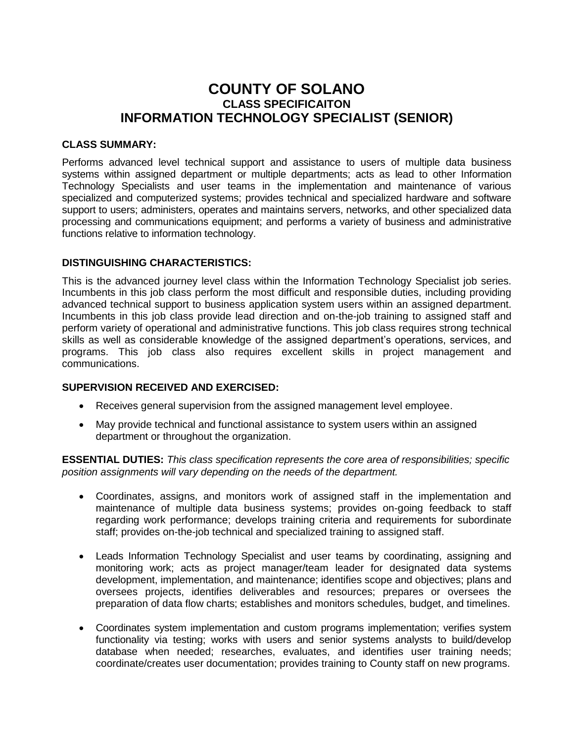# COUNTY OF SOLANO
## CLASS SPECIFICAITON
## INFORMATION TECHNOLOGY SPECIALIST (SENIOR)

**CLASS SUMMARY:**

Performs advanced level technical support and assistance to users of multiple data business systems within assigned department or multiple departments; acts as lead to other Information Technology Specialists and user teams in the implementation and maintenance of various specialized and computerized systems; provides technical and specialized hardware and software support to users; administers, operates and maintains servers, networks, and other specialized data processing and communications equipment; and performs a variety of business and administrative functions relative to information technology.

**DISTINGUISHING CHARACTERISTICS:**

This is the advanced journey level class within the Information Technology Specialist job series. Incumbents in this job class perform the most difficult and responsible duties, including providing advanced technical support to business application system users within an assigned department. Incumbents in this job class provide lead direction and on-the-job training to assigned staff and perform variety of operational and administrative functions. This job class requires strong technical skills as well as considerable knowledge of the assigned department's operations, services, and programs. This job class also requires excellent skills in project management and communications.

**SUPERVISION RECEIVED AND EXERCISED:**

- Receives general supervision from the assigned management level employee.
- May provide technical and functional assistance to system users within an assigned department or throughout the organization.

**ESSENTIAL DUTIES:** *This class specification represents the core area of responsibilities; specific position assignments will vary depending on the needs of the department.*

- Coordinates, assigns, and monitors work of assigned staff in the implementation and maintenance of multiple data business systems; provides on-going feedback to staff regarding work performance; develops training criteria and requirements for subordinate staff; provides on-the-job technical and specialized training to assigned staff.
- Leads Information Technology Specialist and user teams by coordinating, assigning and monitoring work; acts as project manager/team leader for designated data systems development, implementation, and maintenance; identifies scope and objectives; plans and oversees projects, identifies deliverables and resources; prepares or oversees the preparation of data flow charts; establishes and monitors schedules, budget, and timelines.
- Coordinates system implementation and custom programs implementation; verifies system functionality via testing; works with users and senior systems analysts to build/develop database when needed; researches, evaluates, and identifies user training needs; coordinate/creates user documentation; provides training to County staff on new programs.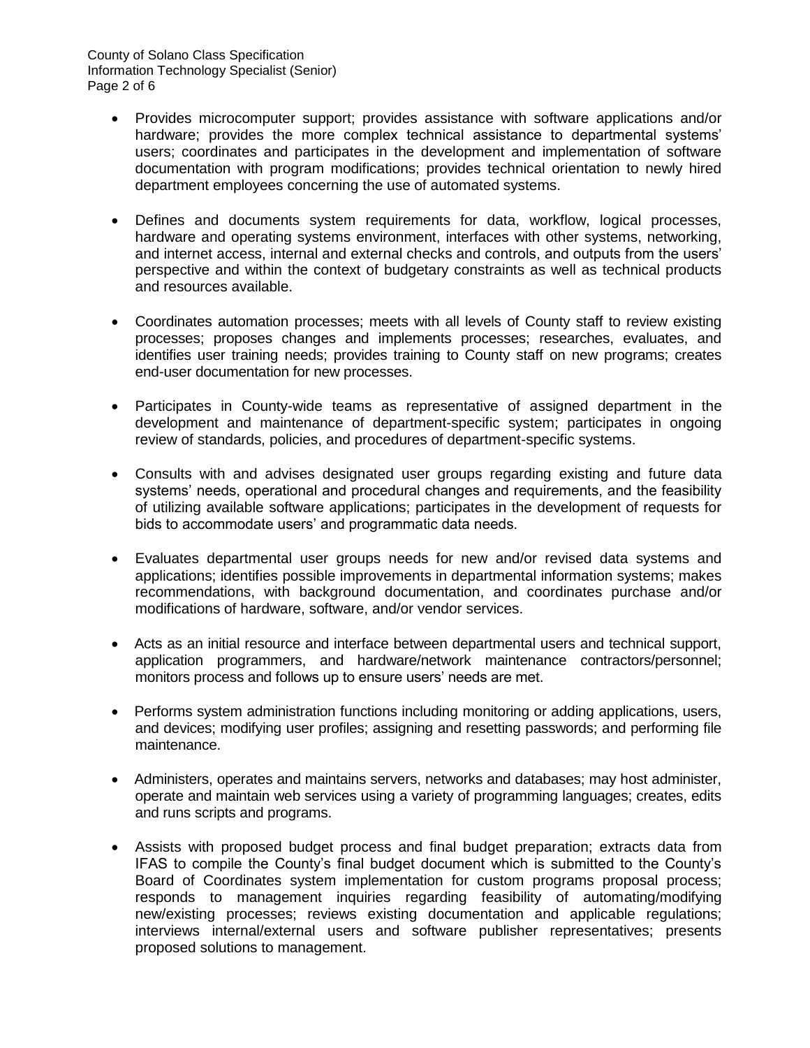- Provides microcomputer support; provides assistance with software applications and/or hardware; provides the more complex technical assistance to departmental systems' users; coordinates and participates in the development and implementation of software documentation with program modifications; provides technical orientation to newly hired department employees concerning the use of automated systems.

- Defines and documents system requirements for data, workflow, logical processes, hardware and operating systems environment, interfaces with other systems, networking, and internet access, internal and external checks and controls, and outputs from the users' perspective and within the context of budgetary constraints as well as technical products and resources available.

- Coordinates automation processes; meets with all levels of County staff to review existing processes; proposes changes and implements processes; researches, evaluates, and identifies user training needs; provides training to County staff on new programs; creates end-user documentation for new processes.

- Participates in County-wide teams as representative of assigned department in the development and maintenance of department-specific system; participates in ongoing review of standards, policies, and procedures of department-specific systems.

- Consults with and advises designated user groups regarding existing and future data systems' needs, operational and procedural changes and requirements, and the feasibility of utilizing available software applications; participates in the development of requests for bids to accommodate users' and programmatic data needs.

- Evaluates departmental user groups needs for new and/or revised data systems and applications; identifies possible improvements in departmental information systems; makes recommendations, with background documentation, and coordinates purchase and/or modifications of hardware, software, and/or vendor services.

- Acts as an initial resource and interface between departmental users and technical support, application programmers, and hardware/network maintenance contractors/personnel; monitors process and follows up to ensure users' needs are met.

- Performs system administration functions including monitoring or adding applications, users, and devices; modifying user profiles; assigning and resetting passwords; and performing file maintenance.

- Administers, operates and maintains servers, networks and databases; may host administer, operate and maintain web services using a variety of programming languages; creates, edits and runs scripts and programs.

- Assists with proposed budget process and final budget preparation; extracts data from IFAS to compile the County's final budget document which is submitted to the County's Board of Coordinates system implementation for custom programs proposal process; responds to management inquiries regarding feasibility of automating/modifying new/existing processes; reviews existing documentation and applicable regulations; interviews internal/external users and software publisher representatives; presents proposed solutions to management.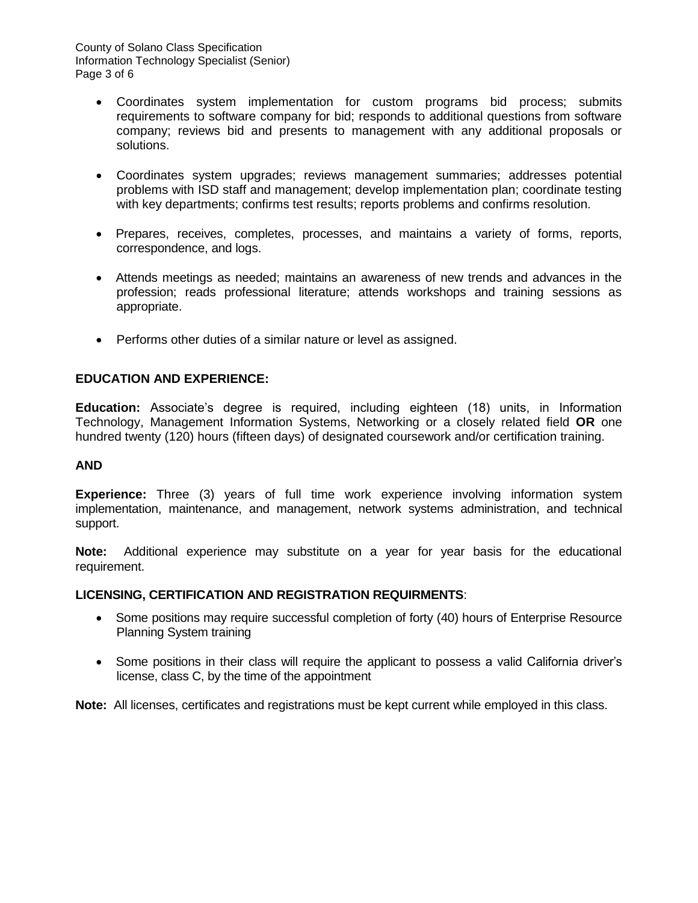- Coordinates system implementation for custom programs bid process; submits requirements to software company for bid; responds to additional questions from software company; reviews bid and presents to management with any additional proposals or solutions.

- Coordinates system upgrades; reviews management summaries; addresses potential problems with ISD staff and management; develop implementation plan; coordinate testing with key departments; confirms test results; reports problems and confirms resolution.

- Prepares, receives, completes, processes, and maintains a variety of forms, reports, correspondence, and logs.

- Attends meetings as needed; maintains an awareness of new trends and advances in the profession; reads professional literature; attends workshops and training sessions as appropriate.

- Performs other duties of a similar nature or level as assigned.

**EDUCATION AND EXPERIENCE:**

**Education:** Associate's degree is required, including eighteen (18) units, in Information Technology, Management Information Systems, Networking or a closely related field **OR** one hundred twenty (120) hours (fifteen days) of designated coursework and/or certification training.

**AND**

**Experience:** Three (3) years of full time work experience involving information system implementation, maintenance, and management, network systems administration, and technical support.

**Note:** Additional experience may substitute on a year for year basis for the educational requirement.

**LICENSING, CERTIFICATION AND REGISTRATION REQUIRMENTS**:

- Some positions may require successful completion of forty (40) hours of Enterprise Resource Planning System training

- Some positions in their class will require the applicant to possess a valid California driver's license, class C, by the time of the appointment

**Note:** All licenses, certificates and registrations must be kept current while employed in this class.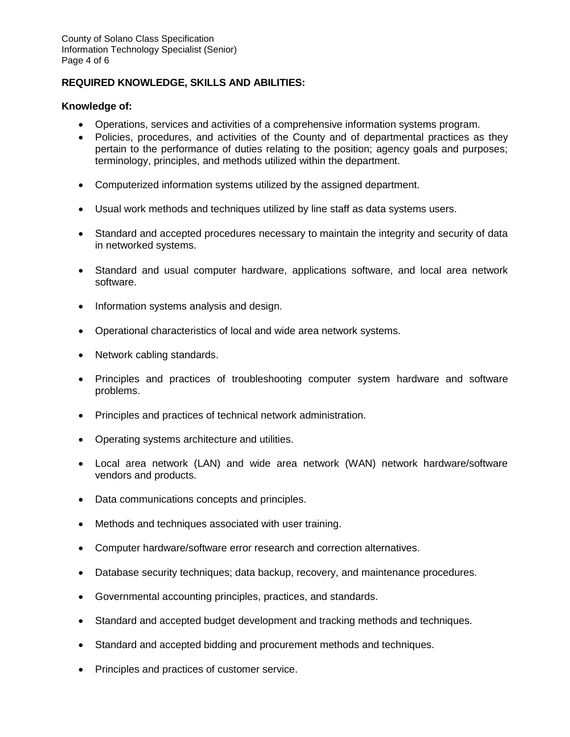**REQUIRED KNOWLEDGE, SKILLS AND ABILITIES:**

**Knowledge of:**

- Operations, services and activities of a comprehensive information systems program.
- Policies, procedures, and activities of the County and of departmental practices as they pertain to the performance of duties relating to the position; agency goals and purposes; terminology, principles, and methods utilized within the department.
- Computerized information systems utilized by the assigned department.
- Usual work methods and techniques utilized by line staff as data systems users.
- Standard and accepted procedures necessary to maintain the integrity and security of data in networked systems.
- Standard and usual computer hardware, applications software, and local area network software.
- Information systems analysis and design.
- Operational characteristics of local and wide area network systems.
- Network cabling standards.
- Principles and practices of troubleshooting computer system hardware and software problems.
- Principles and practices of technical network administration.
- Operating systems architecture and utilities.
- Local area network (LAN) and wide area network (WAN) network hardware/software vendors and products.
- Data communications concepts and principles.
- Methods and techniques associated with user training.
- Computer hardware/software error research and correction alternatives.
- Database security techniques; data backup, recovery, and maintenance procedures.
- Governmental accounting principles, practices, and standards.
- Standard and accepted budget development and tracking methods and techniques.
- Standard and accepted bidding and procurement methods and techniques.
- Principles and practices of customer service.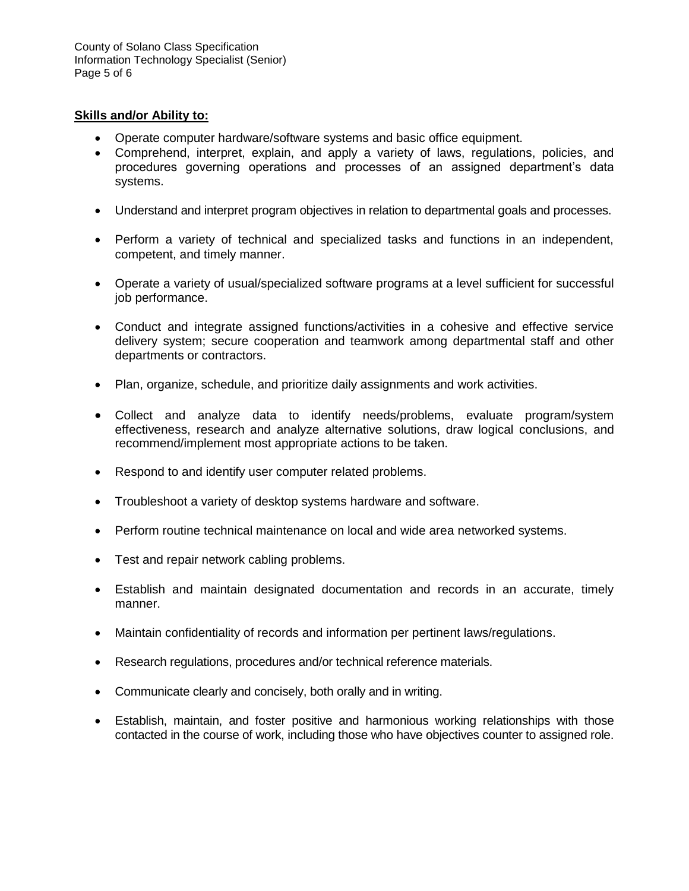**Skills and/or Ability to:**

- Operate computer hardware/software systems and basic office equipment.
- Comprehend, interpret, explain, and apply a variety of laws, regulations, policies, and procedures governing operations and processes of an assigned department's data systems.
- Understand and interpret program objectives in relation to departmental goals and processes.
- Perform a variety of technical and specialized tasks and functions in an independent, competent, and timely manner.
- Operate a variety of usual/specialized software programs at a level sufficient for successful job performance.
- Conduct and integrate assigned functions/activities in a cohesive and effective service delivery system; secure cooperation and teamwork among departmental staff and other departments or contractors.
- Plan, organize, schedule, and prioritize daily assignments and work activities.
- Collect and analyze data to identify needs/problems, evaluate program/system effectiveness, research and analyze alternative solutions, draw logical conclusions, and recommend/implement most appropriate actions to be taken.
- Respond to and identify user computer related problems.
- Troubleshoot a variety of desktop systems hardware and software.
- Perform routine technical maintenance on local and wide area networked systems.
- Test and repair network cabling problems.
- Establish and maintain designated documentation and records in an accurate, timely manner.
- Maintain confidentiality of records and information per pertinent laws/regulations.
- Research regulations, procedures and/or technical reference materials.
- Communicate clearly and concisely, both orally and in writing.
- Establish, maintain, and foster positive and harmonious working relationships with those contacted in the course of work, including those who have objectives counter to assigned role.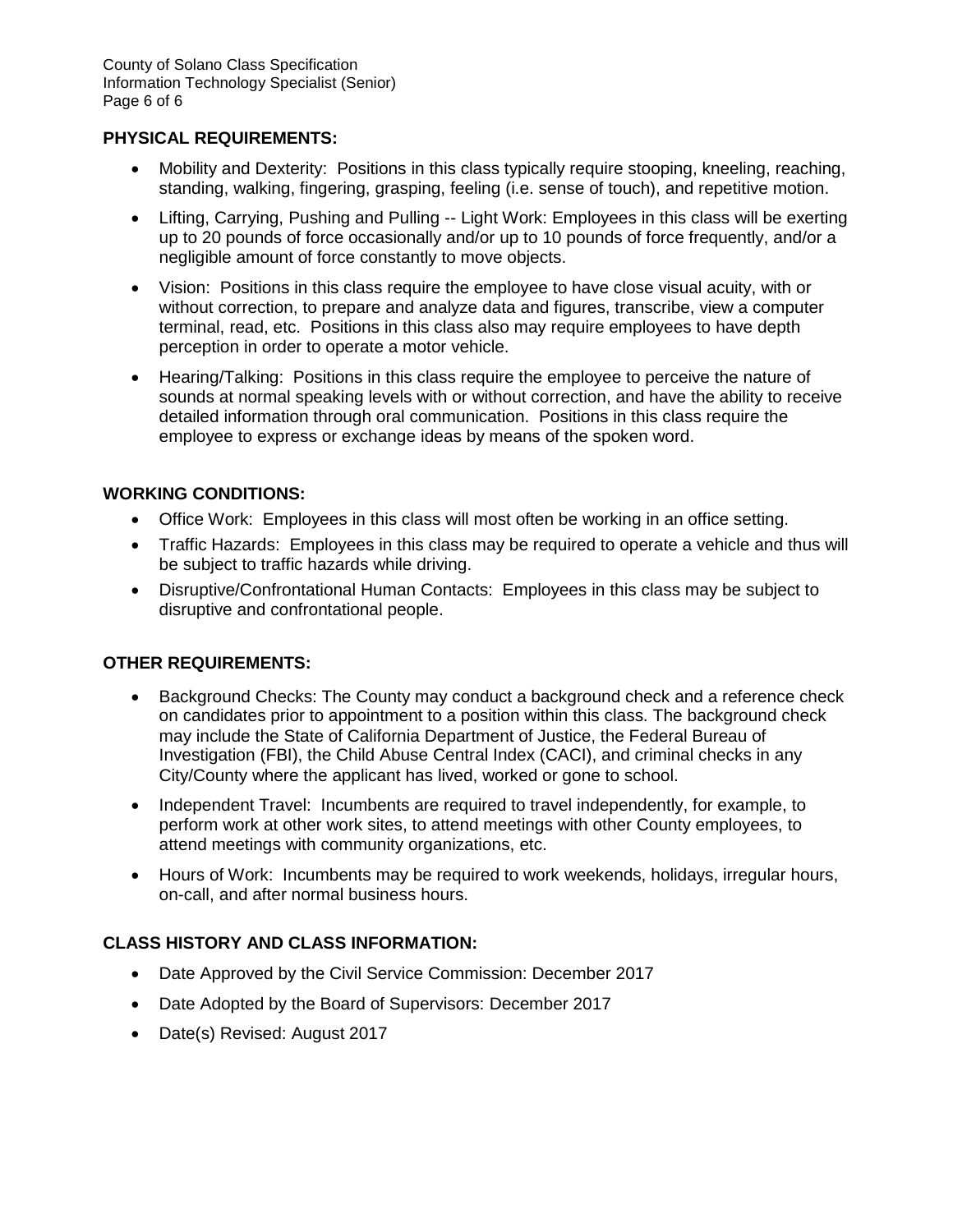## PHYSICAL REQUIREMENTS:

- Mobility and Dexterity: Positions in this class typically require stooping, kneeling, reaching, standing, walking, fingering, grasping, feeling (i.e. sense of touch), and repetitive motion.
- Lifting, Carrying, Pushing and Pulling -- Light Work: Employees in this class will be exerting up to 20 pounds of force occasionally and/or up to 10 pounds of force frequently, and/or a negligible amount of force constantly to move objects.
- Vision: Positions in this class require the employee to have close visual acuity, with or without correction, to prepare and analyze data and figures, transcribe, view a computer terminal, read, etc. Positions in this class also may require employees to have depth perception in order to operate a motor vehicle.
- Hearing/Talking: Positions in this class require the employee to perceive the nature of sounds at normal speaking levels with or without correction, and have the ability to receive detailed information through oral communication. Positions in this class require the employee to express or exchange ideas by means of the spoken word.

## WORKING CONDITIONS:

- Office Work: Employees in this class will most often be working in an office setting.
- Traffic Hazards: Employees in this class may be required to operate a vehicle and thus will be subject to traffic hazards while driving.
- Disruptive/Confrontational Human Contacts: Employees in this class may be subject to disruptive and confrontational people.

## OTHER REQUIREMENTS:

- Background Checks: The County may conduct a background check and a reference check on candidates prior to appointment to a position within this class. The background check may include the State of California Department of Justice, the Federal Bureau of Investigation (FBI), the Child Abuse Central Index (CACI), and criminal checks in any City/County where the applicant has lived, worked or gone to school.
- Independent Travel: Incumbents are required to travel independently, for example, to perform work at other work sites, to attend meetings with other County employees, to attend meetings with community organizations, etc.
- Hours of Work: Incumbents may be required to work weekends, holidays, irregular hours, on-call, and after normal business hours.

## CLASS HISTORY AND CLASS INFORMATION:

- Date Approved by the Civil Service Commission: December 2017
- Date Adopted by the Board of Supervisors: December 2017
- Date(s) Revised: August 2017